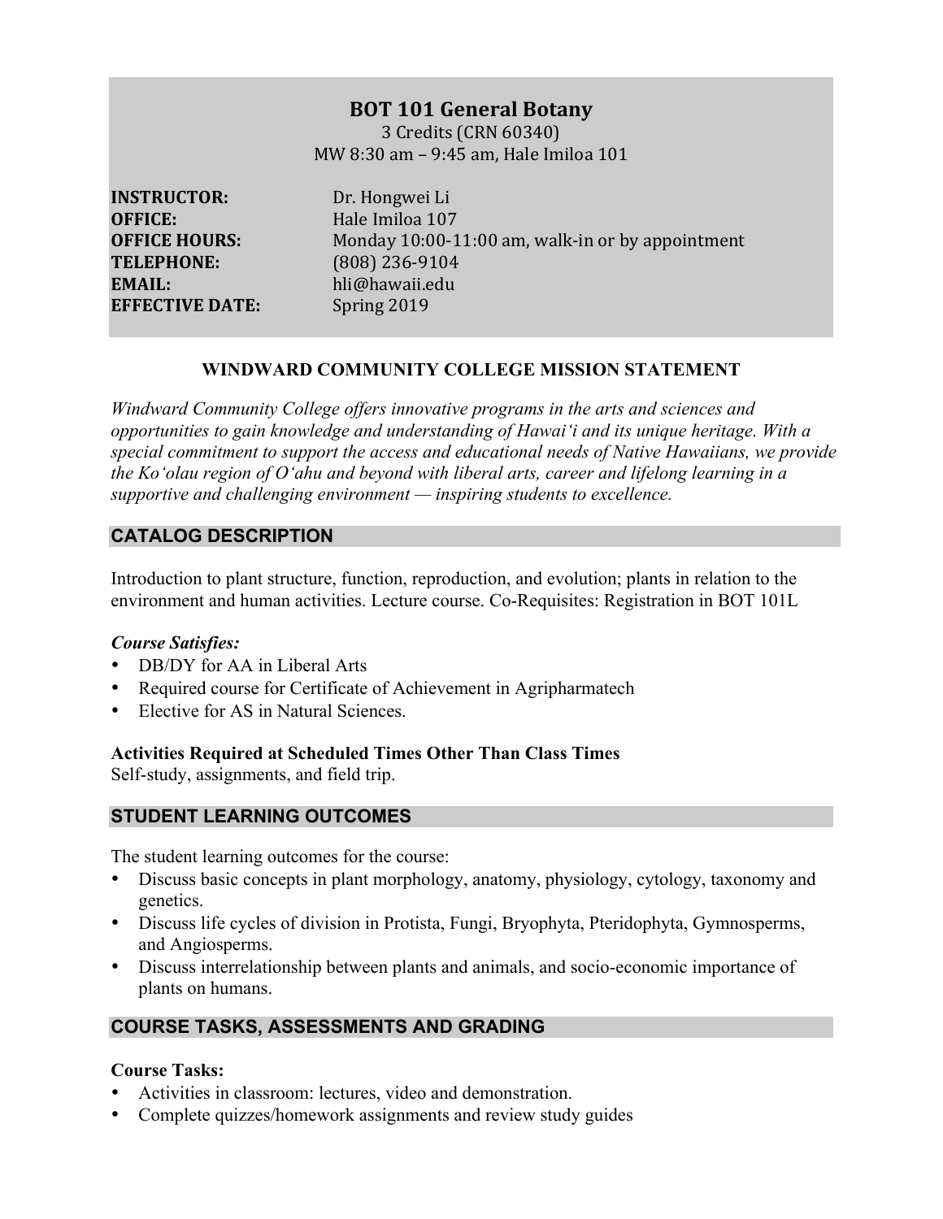# BOT 101 General Botany

3 Credits (CRN 60340)
MW 8:30 am – 9:45 am, Hale Imiloa 101

**INSTRUCTOR:** Dr. Hongwei Li
**OFFICE:** Hale Imiloa 107
**OFFICE HOURS:** Monday 10:00-11:00 am, walk-in or by appointment
**TELEPHONE:** (808) 236-9104
**EMAIL:** hli@hawaii.edu
**EFFECTIVE DATE:** Spring 2019

## WINDWARD COMMUNITY COLLEGE MISSION STATEMENT

*Windward Community College offers innovative programs in the arts and sciences and opportunities to gain knowledge and understanding of Hawai'i and its unique heritage. With a special commitment to support the access and educational needs of Native Hawaiians, we provide the Ko'olau region of O'ahu and beyond with liberal arts, career and lifelong learning in a supportive and challenging environment — inspiring students to excellence.*

## CATALOG DESCRIPTION

Introduction to plant structure, function, reproduction, and evolution; plants in relation to the environment and human activities. Lecture course. Co-Requisites: Registration in BOT 101L

### *Course Satisfies:*

- DB/DY for AA in Liberal Arts
- Required course for Certificate of Achievement in Agripharmatech
- Elective for AS in Natural Sciences.

### Activities Required at Scheduled Times Other Than Class Times

Self-study, assignments, and field trip.

## STUDENT LEARNING OUTCOMES

The student learning outcomes for the course:

- Discuss basic concepts in plant morphology, anatomy, physiology, cytology, taxonomy and genetics.
- Discuss life cycles of division in Protista, Fungi, Bryophyta, Pteridophyta, Gymnosperms, and Angiosperms.
- Discuss interrelationship between plants and animals, and socio-economic importance of plants on humans.

## COURSE TASKS, ASSESSMENTS AND GRADING

### Course Tasks:

- Activities in classroom: lectures, video and demonstration.
- Complete quizzes/homework assignments and review study guides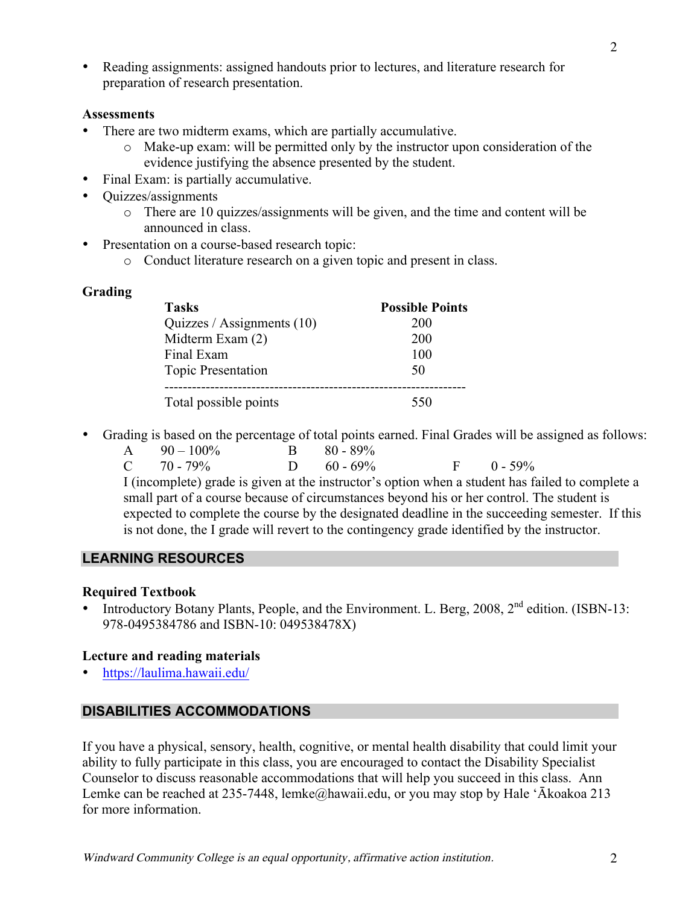- Reading assignments: assigned handouts prior to lectures, and literature research for preparation of research presentation.

**Assessments**

- There are two midterm exams, which are partially accumulative.
  - Make-up exam: will be permitted only by the instructor upon consideration of the evidence justifying the absence presented by the student.
- Final Exam: is partially accumulative.
- Quizzes/assignments
  - There are 10 quizzes/assignments will be given, and the time and content will be announced in class.
- Presentation on a course-based research topic:
  - Conduct literature research on a given topic and present in class.

**Grading**

| Tasks | Possible Points |
|---|---|
| Quizzes / Assignments (10) | 200 |
| Midterm Exam (2) | 200 |
| Final Exam | 100 |
| Topic Presentation | 50 |
| Total possible points | 550 |

- Grading is based on the percentage of total points earned. Final Grades will be assigned as follows:

  A 90 – 100% B 80 - 89%
  C 70 - 79% D 60 - 69% F 0 - 59%

  I (incomplete) grade is given at the instructor's option when a student has failed to complete a small part of a course because of circumstances beyond his or her control. The student is expected to complete the course by the designated deadline in the succeeding semester. If this is not done, the I grade will revert to the contingency grade identified by the instructor.

## LEARNING RESOURCES

**Required Textbook**

- Introductory Botany Plants, People, and the Environment. L. Berg, 2008, 2nd edition. (ISBN-13: 978-0495384786 and ISBN-10: 049538478X)

**Lecture and reading materials**

- https://laulima.hawaii.edu/

## DISABILITIES ACCOMMODATIONS

If you have a physical, sensory, health, cognitive, or mental health disability that could limit your ability to fully participate in this class, you are encouraged to contact the Disability Specialist Counselor to discuss reasonable accommodations that will help you succeed in this class. Ann Lemke can be reached at 235-7448, lemke@hawaii.edu, or you may stop by Hale ʻĀkoakoa 213 for more information.

*Windward Community College is an equal opportunity, affirmative action institution.*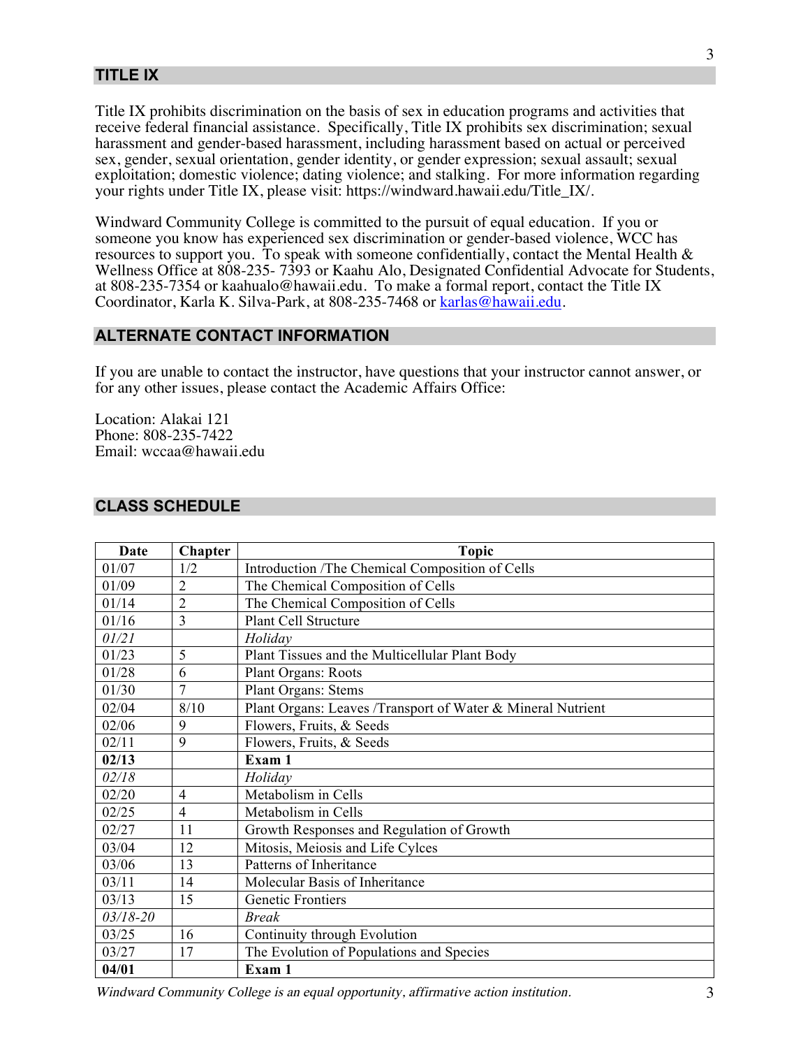## TITLE IX

Title IX prohibits discrimination on the basis of sex in education programs and activities that receive federal financial assistance. Specifically, Title IX prohibits sex discrimination; sexual harassment and gender-based harassment, including harassment based on actual or perceived sex, gender, sexual orientation, gender identity, or gender expression; sexual assault; sexual exploitation; domestic violence; dating violence; and stalking. For more information regarding your rights under Title IX, please visit: https://windward.hawaii.edu/Title_IX/.

Windward Community College is committed to the pursuit of equal education. If you or someone you know has experienced sex discrimination or gender-based violence, WCC has resources to support you. To speak with someone confidentially, contact the Mental Health & Wellness Office at 808-235- 7393 or Kaahu Alo, Designated Confidential Advocate for Students, at 808-235-7354 or kaahualo@hawaii.edu. To make a formal report, contact the Title IX Coordinator, Karla K. Silva-Park, at 808-235-7468 or karlas@hawaii.edu.

## ALTERNATE CONTACT INFORMATION

If you are unable to contact the instructor, have questions that your instructor cannot answer, or for any other issues, please contact the Academic Affairs Office:

Location: Alakai 121
Phone: 808-235-7422
Email: wccaa@hawaii.edu

## CLASS SCHEDULE

| Date | Chapter | Topic |
|---|---|---|
| 01/07 | 1/2 | Introduction /The Chemical Composition of Cells |
| 01/09 | 2 | The Chemical Composition of Cells |
| 01/14 | 2 | The Chemical Composition of Cells |
| 01/16 | 3 | Plant Cell Structure |
| *01/21* | | *Holiday* |
| 01/23 | 5 | Plant Tissues and the Multicellular Plant Body |
| 01/28 | 6 | Plant Organs: Roots |
| 01/30 | 7 | Plant Organs: Stems |
| 02/04 | 8/10 | Plant Organs: Leaves /Transport of Water & Mineral Nutrient |
| 02/06 | 9 | Flowers, Fruits, & Seeds |
| 02/11 | 9 | Flowers, Fruits, & Seeds |
| **02/13** | | **Exam 1** |
| *02/18* | | *Holiday* |
| 02/20 | 4 | Metabolism in Cells |
| 02/25 | 4 | Metabolism in Cells |
| 02/27 | 11 | Growth Responses and Regulation of Growth |
| 03/04 | 12 | Mitosis, Meiosis and Life Cylces |
| 03/06 | 13 | Patterns of Inheritance |
| 03/11 | 14 | Molecular Basis of Inheritance |
| 03/13 | 15 | Genetic Frontiers |
| *03/18-20* | | *Break* |
| 03/25 | 16 | Continuity through Evolution |
| 03/27 | 17 | The Evolution of Populations and Species |
| **04/01** | | **Exam 1** |

*Windward Community College is an equal opportunity, affirmative action institution.*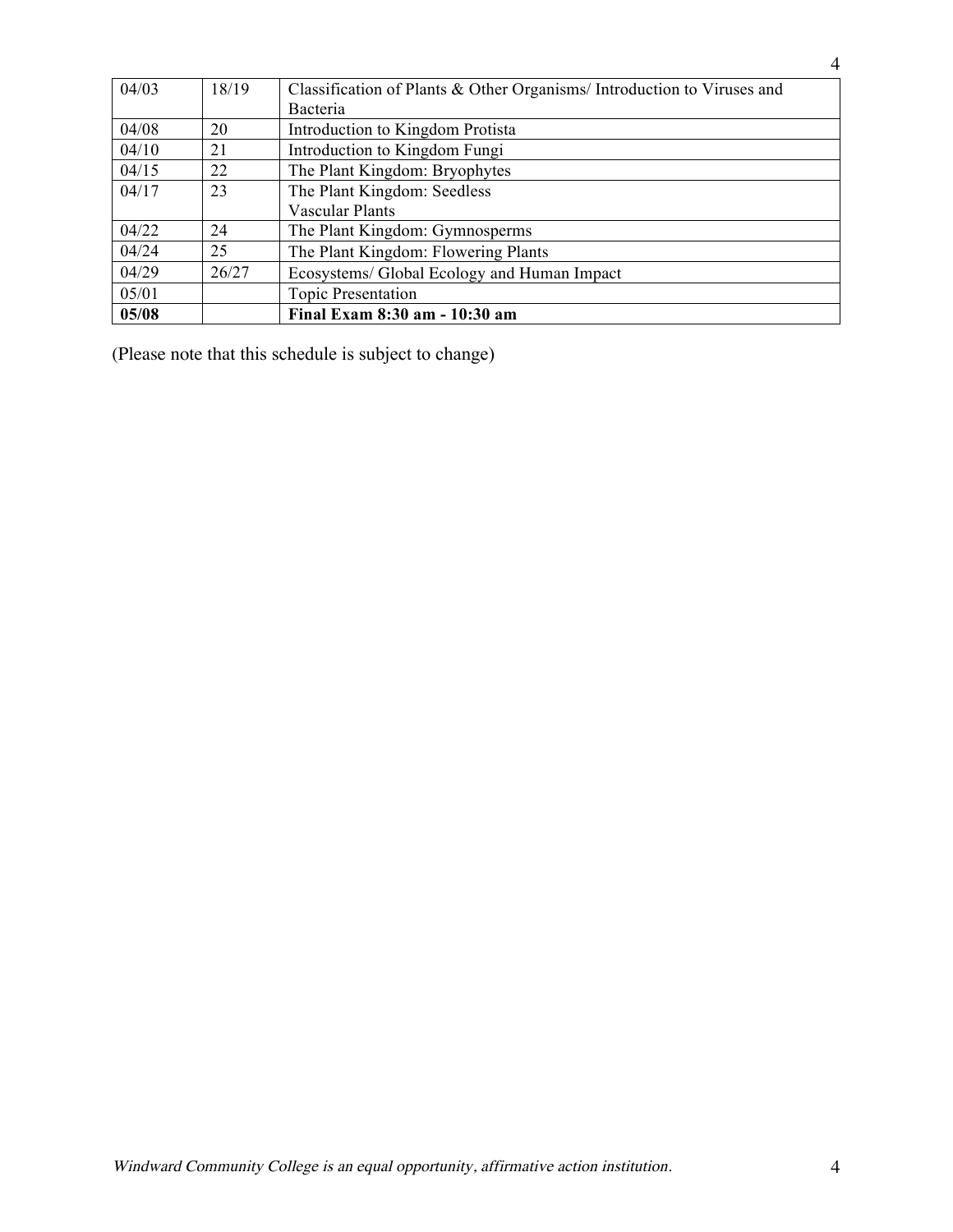| | | |
|---|---|---|
| 04/03 | 18/19 | Classification of Plants & Other Organisms/ Introduction to Viruses and Bacteria |
| 04/08 | 20 | Introduction to Kingdom Protista |
| 04/10 | 21 | Introduction to Kingdom Fungi |
| 04/15 | 22 | The Plant Kingdom: Bryophytes |
| 04/17 | 23 | The Plant Kingdom: Seedless Vascular Plants |
| 04/22 | 24 | The Plant Kingdom: Gymnosperms |
| 04/24 | 25 | The Plant Kingdom: Flowering Plants |
| 04/29 | 26/27 | Ecosystems/ Global Ecology and Human Impact |
| 05/01 | | Topic Presentation |
| **05/08** | | **Final Exam 8:30 am - 10:30 am** |

(Please note that this schedule is subject to change)

*Windward Community College is an equal opportunity, affirmative action institution.*